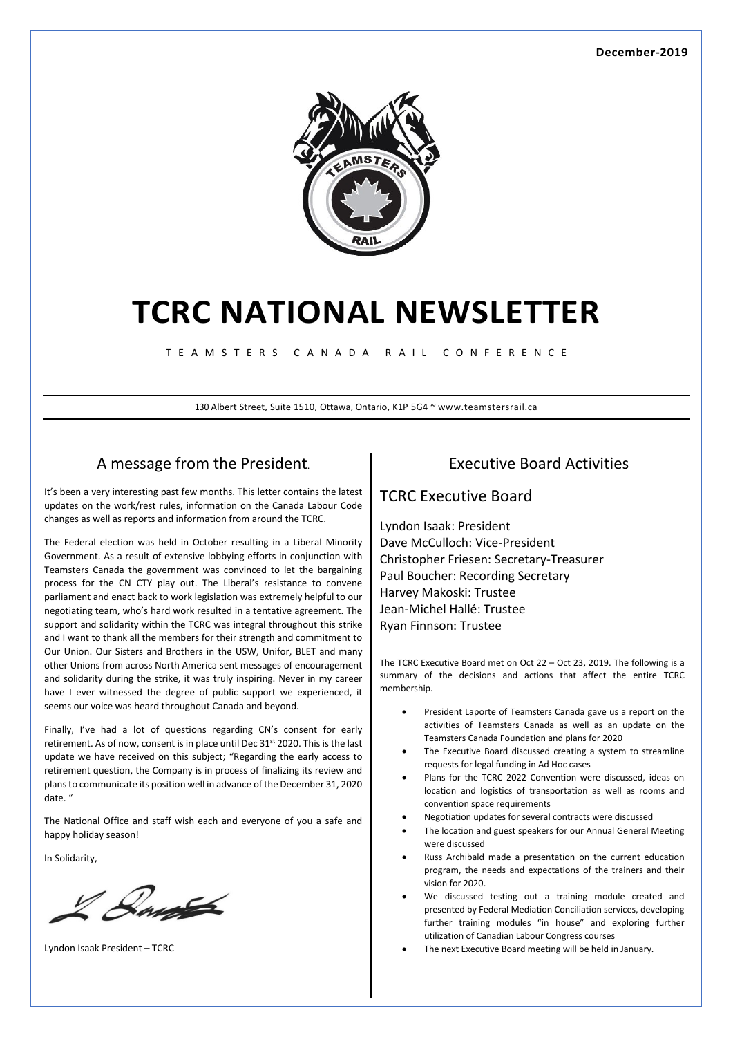December-2019

# TCRC NATIONAL NEWSLETTER

T E A M S T E R S   C A N A D A   R A I L   C O N F E R E N C E

130 Albert Street, Suite 1510, Ottawa, Ontario, K1P 5G4 ~ www.teamstersrail.ca

## A message from the President.

It's been a very interesting past few months. This letter contains the latest updates on the work/rest rules, information on the Canada Labour Code changes as well as reports and information from around the TCRC.

The Federal election was held in October resulting in a Liberal Minority Government. As a result of extensive lobbying efforts in conjunction with Teamsters Canada the government was convinced to let the bargaining process for the CN CTY play out. The Liberal's resistance to convene parliament and enact back to work legislation was extremely helpful to our negotiating team, who's hard work resulted in a tentative agreement. The support and solidarity within the TCRC was integral throughout this strike and I want to thank all the members for their strength and commitment to Our Union. Our Sisters and Brothers in the USW, Unifor, BLET and many other Unions from across North America sent messages of encouragement and solidarity during the strike, it was truly inspiring. Never in my career have I ever witnessed the degree of public support we experienced, it seems our voice was heard throughout Canada and beyond.

Finally, I've had a lot of questions regarding CN's consent for early retirement. As of now, consent is in place until Dec 31st 2020. This is the last update we have received on this subject; "Regarding the early access to retirement question, the Company is in process of finalizing its review and plans to communicate its position well in advance of the December 31, 2020 date. "

The National Office and staff wish each and everyone of you a safe and happy holiday season!

In Solidarity,

Lyndon Isaak President – TCRC

## Executive Board Activities

### TCRC Executive Board

Lyndon Isaak: President
Dave McCulloch: Vice-President
Christopher Friesen: Secretary-Treasurer
Paul Boucher: Recording Secretary
Harvey Makoski: Trustee
Jean-Michel Hallé: Trustee
Ryan Finnson: Trustee

The TCRC Executive Board met on Oct 22 – Oct 23, 2019. The following is a summary of the decisions and actions that affect the entire TCRC membership.

- President Laporte of Teamsters Canada gave us a report on the activities of Teamsters Canada as well as an update on the Teamsters Canada Foundation and plans for 2020
- The Executive Board discussed creating a system to streamline requests for legal funding in Ad Hoc cases
- Plans for the TCRC 2022 Convention were discussed, ideas on location and logistics of transportation as well as rooms and convention space requirements
- Negotiation updates for several contracts were discussed
- The location and guest speakers for our Annual General Meeting were discussed
- Russ Archibald made a presentation on the current education program, the needs and expectations of the trainers and their vision for 2020.
- We discussed testing out a training module created and presented by Federal Mediation Conciliation services, developing further training modules "in house" and exploring further utilization of Canadian Labour Congress courses
- The next Executive Board meeting will be held in January.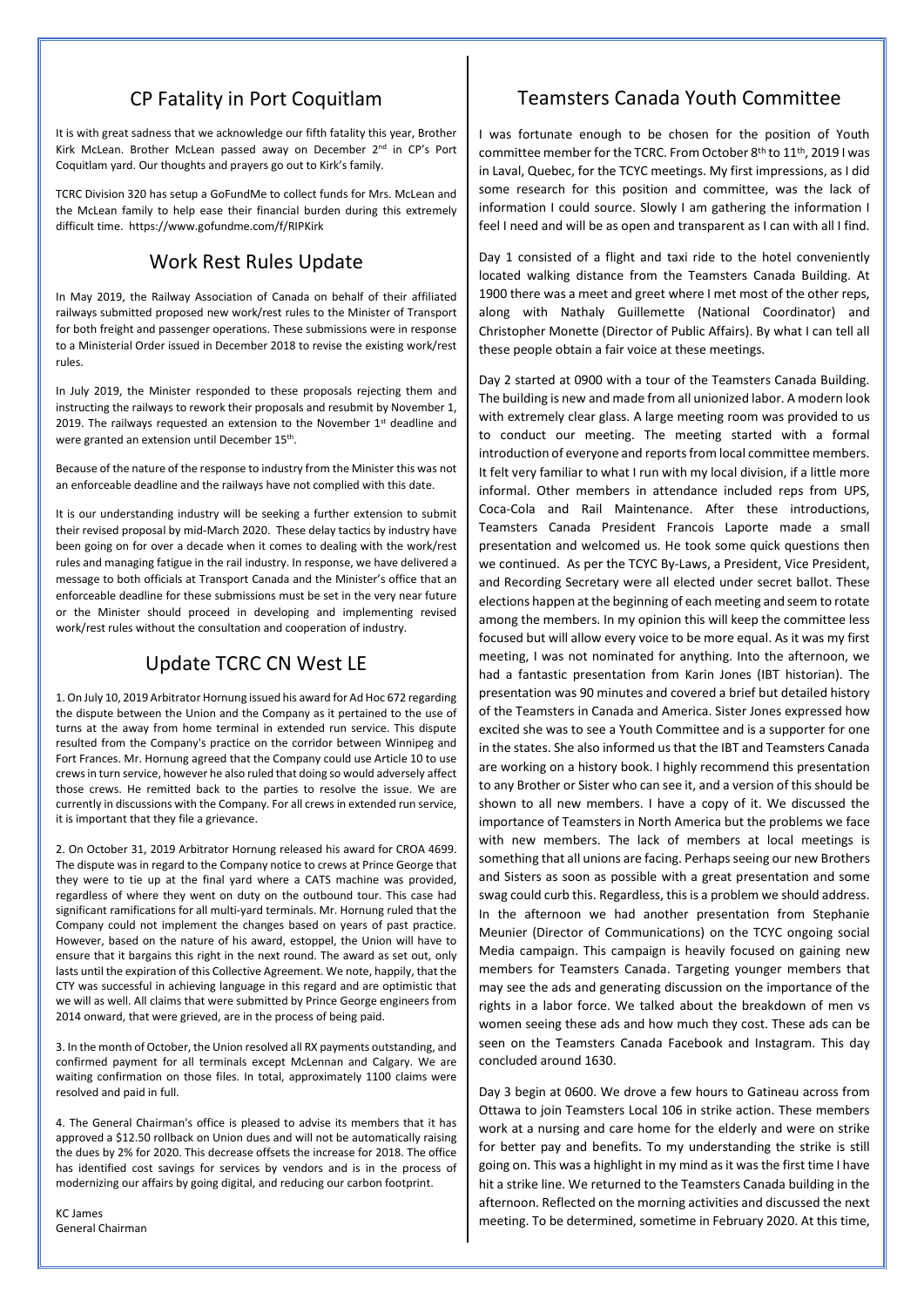## CP Fatality in Port Coquitlam

It is with great sadness that we acknowledge our fifth fatality this year, Brother Kirk McLean. Brother McLean passed away on December 2nd in CP's Port Coquitlam yard. Our thoughts and prayers go out to Kirk's family.

TCRC Division 320 has setup a GoFundMe to collect funds for Mrs. McLean and the McLean family to help ease their financial burden during this extremely difficult time. https://www.gofundme.com/f/RIPKirk

## Work Rest Rules Update

In May 2019, the Railway Association of Canada on behalf of their affiliated railways submitted proposed new work/rest rules to the Minister of Transport for both freight and passenger operations. These submissions were in response to a Ministerial Order issued in December 2018 to revise the existing work/rest rules.

In July 2019, the Minister responded to these proposals rejecting them and instructing the railways to rework their proposals and resubmit by November 1, 2019. The railways requested an extension to the November 1st deadline and were granted an extension until December 15th.

Because of the nature of the response to industry from the Minister this was not an enforceable deadline and the railways have not complied with this date.

It is our understanding industry will be seeking a further extension to submit their revised proposal by mid-March 2020. These delay tactics by industry have been going on for over a decade when it comes to dealing with the work/rest rules and managing fatigue in the rail industry. In response, we have delivered a message to both officials at Transport Canada and the Minister's office that an enforceable deadline for these submissions must be set in the very near future or the Minister should proceed in developing and implementing revised work/rest rules without the consultation and cooperation of industry.

## Update TCRC CN West LE

1. On July 10, 2019 Arbitrator Hornung issued his award for Ad Hoc 672 regarding the dispute between the Union and the Company as it pertained to the use of turns at the away from home terminal in extended run service. This dispute resulted from the Company's practice on the corridor between Winnipeg and Fort Frances. Mr. Hornung agreed that the Company could use Article 10 to use crews in turn service, however he also ruled that doing so would adversely affect those crews. He remitted back to the parties to resolve the issue. We are currently in discussions with the Company. For all crews in extended run service, it is important that they file a grievance.

2. On October 31, 2019 Arbitrator Hornung released his award for CROA 4699. The dispute was in regard to the Company notice to crews at Prince George that they were to tie up at the final yard where a CATS machine was provided, regardless of where they went on duty on the outbound tour. This case had significant ramifications for all multi-yard terminals. Mr. Hornung ruled that the Company could not implement the changes based on years of past practice. However, based on the nature of his award, estoppel, the Union will have to ensure that it bargains this right in the next round. The award as set out, only lasts until the expiration of this Collective Agreement. We note, happily, that the CTY was successful in achieving language in this regard and are optimistic that we will as well. All claims that were submitted by Prince George engineers from 2014 onward, that were grieved, are in the process of being paid.

3. In the month of October, the Union resolved all RX payments outstanding, and confirmed payment for all terminals except McLennan and Calgary. We are waiting confirmation on those files. In total, approximately 1100 claims were resolved and paid in full.

4. The General Chairman's office is pleased to advise its members that it has approved a $12.50 rollback on Union dues and will not be automatically raising the dues by 2% for 2020. This decrease offsets the increase for 2018. The office has identified cost savings for services by vendors and is in the process of modernizing our affairs by going digital, and reducing our carbon footprint.

KC James
General Chairman

## Teamsters Canada Youth Committee

I was fortunate enough to be chosen for the position of Youth committee member for the TCRC. From October 8th to 11th, 2019 I was in Laval, Quebec, for the TCYC meetings. My first impressions, as I did some research for this position and committee, was the lack of information I could source. Slowly I am gathering the information I feel I need and will be as open and transparent as I can with all I find.

Day 1 consisted of a flight and taxi ride to the hotel conveniently located walking distance from the Teamsters Canada Building. At 1900 there was a meet and greet where I met most of the other reps, along with Nathaly Guillemette (National Coordinator) and Christopher Monette (Director of Public Affairs). By what I can tell all these people obtain a fair voice at these meetings.

Day 2 started at 0900 with a tour of the Teamsters Canada Building. The building is new and made from all unionized labor. A modern look with extremely clear glass. A large meeting room was provided to us to conduct our meeting. The meeting started with a formal introduction of everyone and reports from local committee members. It felt very familiar to what I run with my local division, if a little more informal. Other members in attendance included reps from UPS, Coca-Cola and Rail Maintenance. After these introductions, Teamsters Canada President Francois Laporte made a small presentation and welcomed us. He took some quick questions then we continued. As per the TCYC By-Laws, a President, Vice President, and Recording Secretary were all elected under secret ballot. These elections happen at the beginning of each meeting and seem to rotate among the members. In my opinion this will keep the committee less focused but will allow every voice to be more equal. As it was my first meeting, I was not nominated for anything. Into the afternoon, we had a fantastic presentation from Karin Jones (IBT historian). The presentation was 90 minutes and covered a brief but detailed history of the Teamsters in Canada and America. Sister Jones expressed how excited she was to see a Youth Committee and is a supporter for one in the states. She also informed us that the IBT and Teamsters Canada are working on a history book. I highly recommend this presentation to any Brother or Sister who can see it, and a version of this should be shown to all new members. I have a copy of it. We discussed the importance of Teamsters in North America but the problems we face with new members. The lack of members at local meetings is something that all unions are facing. Perhaps seeing our new Brothers and Sisters as soon as possible with a great presentation and some swag could curb this. Regardless, this is a problem we should address. In the afternoon we had another presentation from Stephanie Meunier (Director of Communications) on the TCYC ongoing social Media campaign. This campaign is heavily focused on gaining new members for Teamsters Canada. Targeting younger members that may see the ads and generating discussion on the importance of the rights in a labor force. We talked about the breakdown of men vs women seeing these ads and how much they cost. These ads can be seen on the Teamsters Canada Facebook and Instagram. This day concluded around 1630.

Day 3 begin at 0600. We drove a few hours to Gatineau across from Ottawa to join Teamsters Local 106 in strike action. These members work at a nursing and care home for the elderly and were on strike for better pay and benefits. To my understanding the strike is still going on. This was a highlight in my mind as it was the first time I have hit a strike line. We returned to the Teamsters Canada building in the afternoon. Reflected on the morning activities and discussed the next meeting. To be determined, sometime in February 2020. At this time,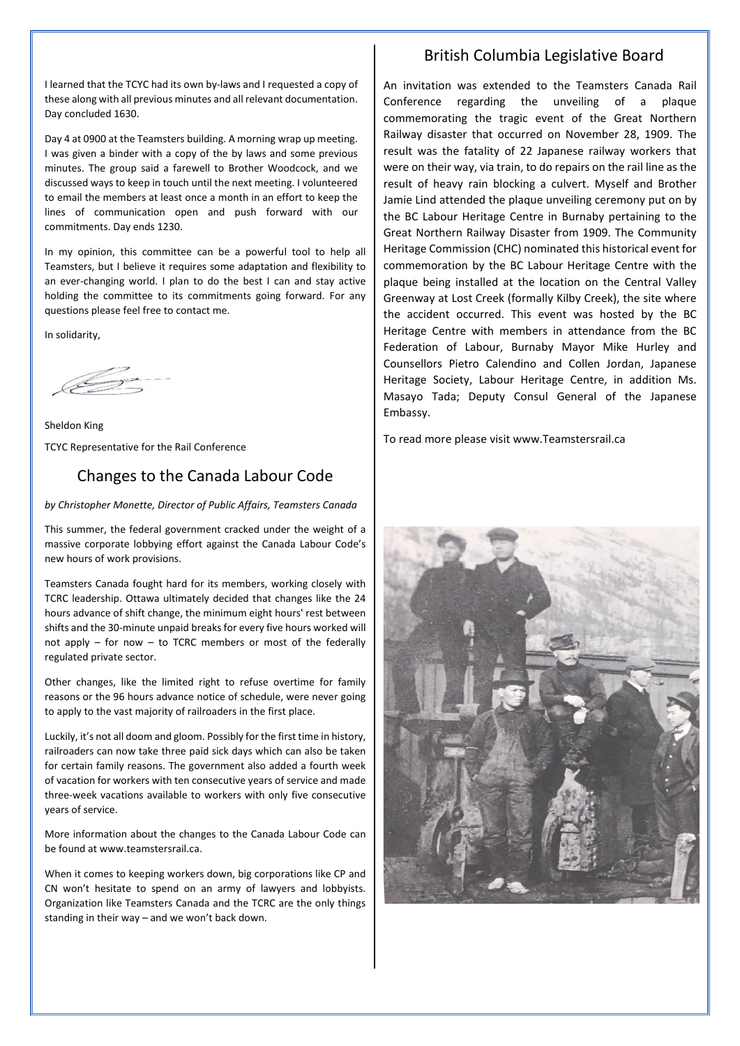I learned that the TCYC had its own by-laws and I requested a copy of these along with all previous minutes and all relevant documentation. Day concluded 1630.

Day 4 at 0900 at the Teamsters building. A morning wrap up meeting. I was given a binder with a copy of the by laws and some previous minutes. The group said a farewell to Brother Woodcock, and we discussed ways to keep in touch until the next meeting. I volunteered to email the members at least once a month in an effort to keep the lines of communication open and push forward with our commitments. Day ends 1230.

In my opinion, this committee can be a powerful tool to help all Teamsters, but I believe it requires some adaptation and flexibility to an ever-changing world. I plan to do the best I can and stay active holding the committee to its commitments going forward. For any questions please feel free to contact me.

In solidarity,

Sheldon King

TCYC Representative for the Rail Conference

## Changes to the Canada Labour Code

*by Christopher Monette, Director of Public Affairs, Teamsters Canada*

This summer, the federal government cracked under the weight of a massive corporate lobbying effort against the Canada Labour Code's new hours of work provisions.

Teamsters Canada fought hard for its members, working closely with TCRC leadership. Ottawa ultimately decided that changes like the 24 hours advance of shift change, the minimum eight hours' rest between shifts and the 30-minute unpaid breaks for every five hours worked will not apply – for now – to TCRC members or most of the federally regulated private sector.

Other changes, like the limited right to refuse overtime for family reasons or the 96 hours advance notice of schedule, were never going to apply to the vast majority of railroaders in the first place.

Luckily, it's not all doom and gloom. Possibly for the first time in history, railroaders can now take three paid sick days which can also be taken for certain family reasons. The government also added a fourth week of vacation for workers with ten consecutive years of service and made three-week vacations available to workers with only five consecutive years of service.

More information about the changes to the Canada Labour Code can be found at www.teamstersrail.ca.

When it comes to keeping workers down, big corporations like CP and CN won't hesitate to spend on an army of lawyers and lobbyists. Organization like Teamsters Canada and the TCRC are the only things standing in their way – and we won't back down.

## British Columbia Legislative Board

An invitation was extended to the Teamsters Canada Rail Conference regarding the unveiling of a plaque commemorating the tragic event of the Great Northern Railway disaster that occurred on November 28, 1909. The result was the fatality of 22 Japanese railway workers that were on their way, via train, to do repairs on the rail line as the result of heavy rain blocking a culvert. Myself and Brother Jamie Lind attended the plaque unveiling ceremony put on by the BC Labour Heritage Centre in Burnaby pertaining to the Great Northern Railway Disaster from 1909. The Community Heritage Commission (CHC) nominated this historical event for commemoration by the BC Labour Heritage Centre with the plaque being installed at the location on the Central Valley Greenway at Lost Creek (formally Kilby Creek), the site where the accident occurred. This event was hosted by the BC Heritage Centre with members in attendance from the BC Federation of Labour, Burnaby Mayor Mike Hurley and Counsellors Pietro Calendino and Collen Jordan, Japanese Heritage Society, Labour Heritage Centre, in addition Ms. Masayo Tada; Deputy Consul General of the Japanese Embassy.

To read more please visit www.Teamstersrail.ca